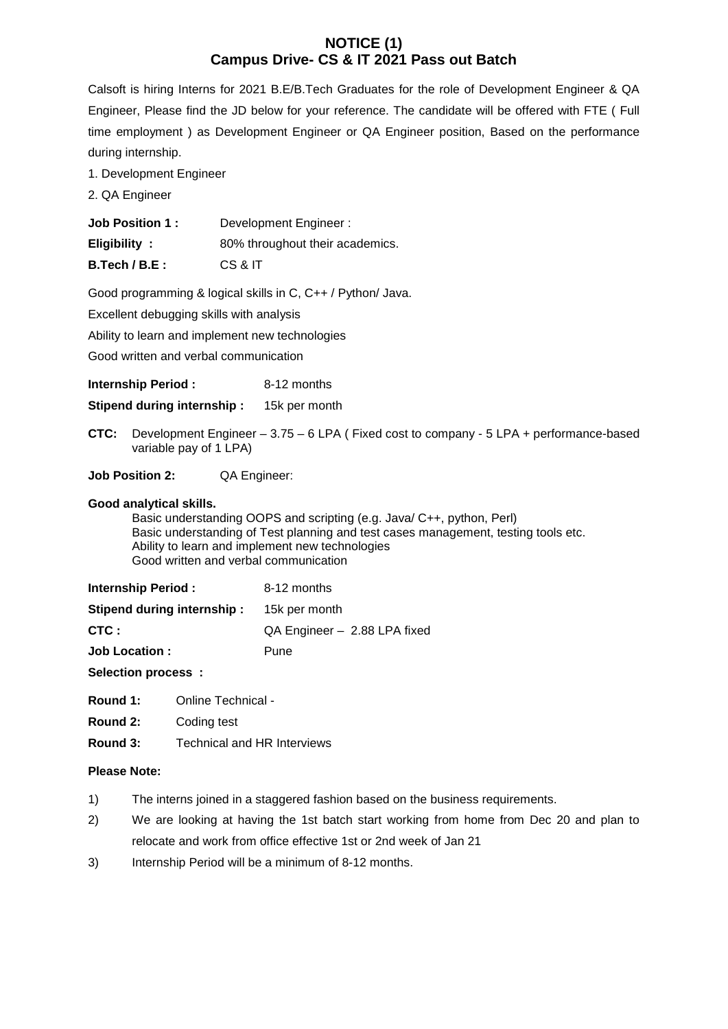# NOTICE (1)
## Campus Drive- CS & IT 2021 Pass out Batch

Calsoft is hiring Interns for 2021 B.E/B.Tech Graduates for the role of Development Engineer & QA Engineer, Please find the JD below for your reference. The candidate will be offered with FTE ( Full time employment ) as Development Engineer or QA Engineer position, Based on the performance during internship.

1. Development Engineer
2. QA Engineer

**Job Position 1 :** Development Engineer :

**Eligibility :** 80% throughout their academics.

**B.Tech / B.E :** CS & IT

Good programming & logical skills in C, C++ / Python/ Java.

Excellent debugging skills with analysis

Ability to learn and implement new technologies

Good written and verbal communication

**Internship Period :** 8-12 months

**Stipend during internship :** 15k per month

**CTC:** Development Engineer – 3.75 – 6 LPA ( Fixed cost to company - 5 LPA + performance-based variable pay of 1 LPA)

**Job Position 2:** QA Engineer:

**Good analytical skills.**

Basic understanding OOPS and scripting (e.g. Java/ C++, python, Perl)
Basic understanding of Test planning and test cases management, testing tools etc.
Ability to learn and implement new technologies
Good written and verbal communication

**Internship Period :** 8-12 months

**Stipend during internship :** 15k per month

**CTC :** QA Engineer – 2.88 LPA fixed

**Job Location :** Pune

**Selection process :**

**Round 1:** Online Technical -

**Round 2:** Coding test

**Round 3:** Technical and HR Interviews

**Please Note:**

1) The interns joined in a staggered fashion based on the business requirements.
2) We are looking at having the 1st batch start working from home from Dec 20 and plan to relocate and work from office effective 1st or 2nd week of Jan 21
3) Internship Period will be a minimum of 8-12 months.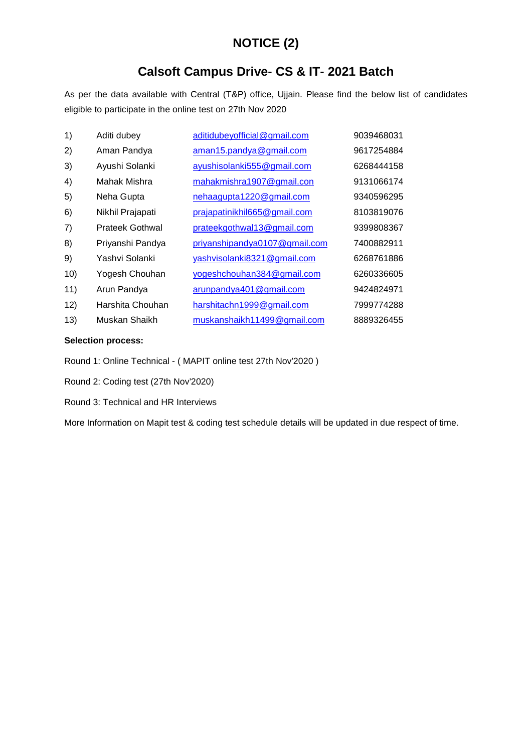# NOTICE (2)

## Calsoft Campus Drive- CS & IT- 2021 Batch

As per the data available with Central (T&P) office, Ujjain. Please find the below list of candidates eligible to participate in the online test on 27th Nov 2020

| | | | |
|---|---|---|---|
| 1) | Aditi dubey | aditidubeyofficial@gmail.com | 9039468031 |
| 2) | Aman Pandya | aman15.pandya@gmail.com | 9617254884 |
| 3) | Ayushi Solanki | ayushisolanki555@gmail.com | 6268444158 |
| 4) | Mahak Mishra | mahakmishra1907@gmail.con | 9131066174 |
| 5) | Neha Gupta | nehaagupta1220@gmail.com | 9340596295 |
| 6) | Nikhil Prajapati | prajapatinikhil665@gmail.com | 8103819076 |
| 7) | Prateek Gothwal | prateekgothwal13@gmail.com | 9399808367 |
| 8) | Priyanshi Pandya | priyanshipandya0107@gmail.com | 7400882911 |
| 9) | Yashvi Solanki | yashvisolanki8321@gmail.com | 6268761886 |
| 10) | Yogesh Chouhan | yogeshchouhan384@gmail.com | 6260336605 |
| 11) | Arun Pandya | arunpandya401@gmail.com | 9424824971 |
| 12) | Harshita Chouhan | harshitachn1999@gmail.com | 7999774288 |
| 13) | Muskan Shaikh | muskanshaikh11499@gmail.com | 8889326455 |

**Selection process:**

Round 1: Online Technical - ( MAPIT online test 27th Nov'2020 )

Round 2: Coding test (27th Nov'2020)

Round 3: Technical and HR Interviews

More Information on Mapit test & coding test schedule details will be updated in due respect of time.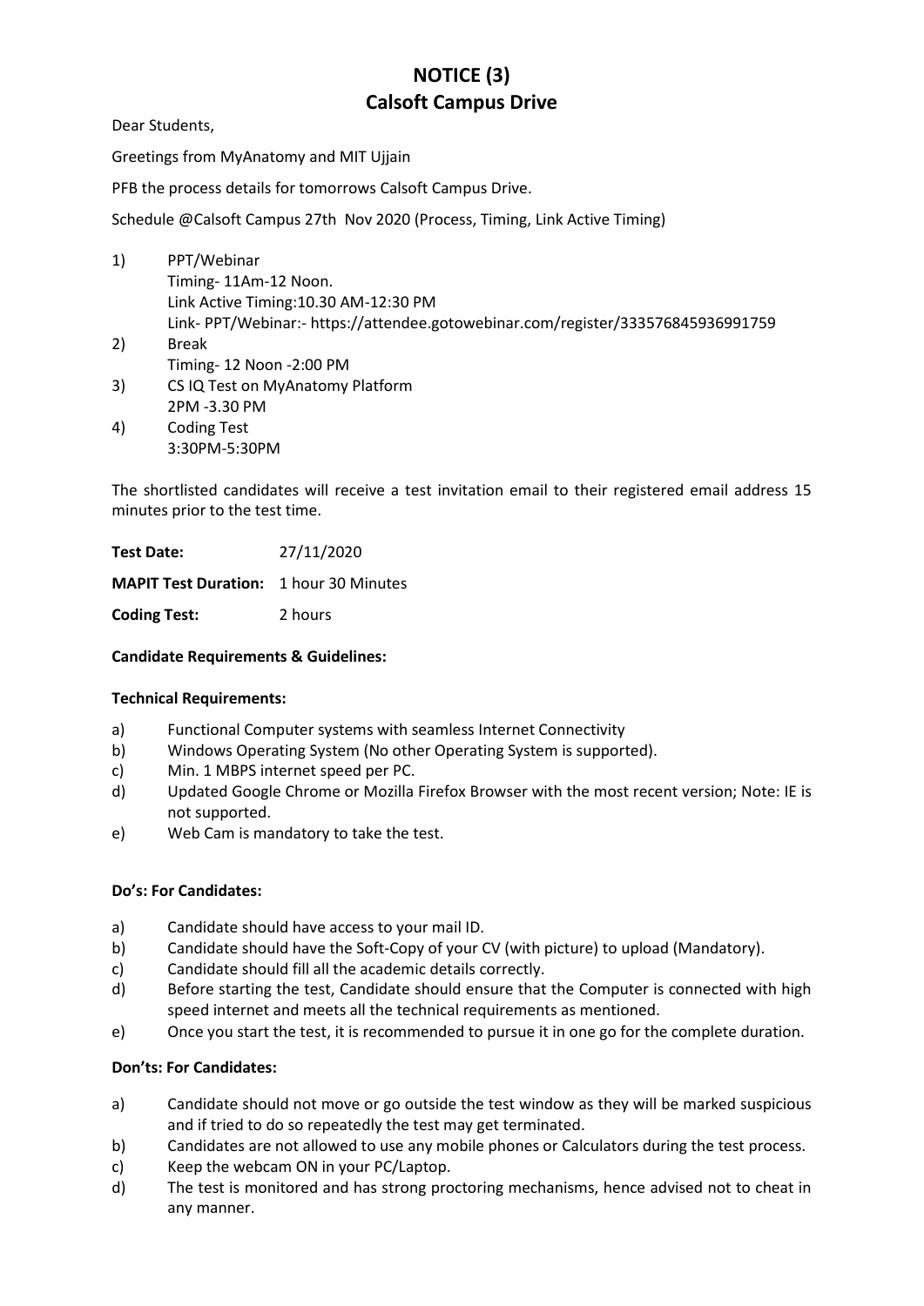# NOTICE (3)
# Calsoft Campus Drive

Dear Students,

Greetings from MyAnatomy and MIT Ujjain

PFB the process details for tomorrows Calsoft Campus Drive.

Schedule @Calsoft Campus 27th Nov 2020 (Process, Timing, Link Active Timing)

1) PPT/Webinar
   Timing- 11Am-12 Noon.
   Link Active Timing:10.30 AM-12:30 PM
   Link- PPT/Webinar:- https://attendee.gotowebinar.com/register/333576845936991759
2) Break
   Timing- 12 Noon -2:00 PM
3) CS IQ Test on MyAnatomy Platform
   2PM -3.30 PM
4) Coding Test
   3:30PM-5:30PM

The shortlisted candidates will receive a test invitation email to their registered email address 15 minutes prior to the test time.

**Test Date:** 27/11/2020

**MAPIT Test Duration:** 1 hour 30 Minutes

**Coding Test:** 2 hours

**Candidate Requirements & Guidelines:**

**Technical Requirements:**

a) Functional Computer systems with seamless Internet Connectivity
b) Windows Operating System (No other Operating System is supported).
c) Min. 1 MBPS internet speed per PC.
d) Updated Google Chrome or Mozilla Firefox Browser with the most recent version; Note: IE is not supported.
e) Web Cam is mandatory to take the test.

**Do's: For Candidates:**

a) Candidate should have access to your mail ID.
b) Candidate should have the Soft-Copy of your CV (with picture) to upload (Mandatory).
c) Candidate should fill all the academic details correctly.
d) Before starting the test, Candidate should ensure that the Computer is connected with high speed internet and meets all the technical requirements as mentioned.
e) Once you start the test, it is recommended to pursue it in one go for the complete duration.

**Don'ts: For Candidates:**

a) Candidate should not move or go outside the test window as they will be marked suspicious and if tried to do so repeatedly the test may get terminated.
b) Candidates are not allowed to use any mobile phones or Calculators during the test process.
c) Keep the webcam ON in your PC/Laptop.
d) The test is monitored and has strong proctoring mechanisms, hence advised not to cheat in any manner.